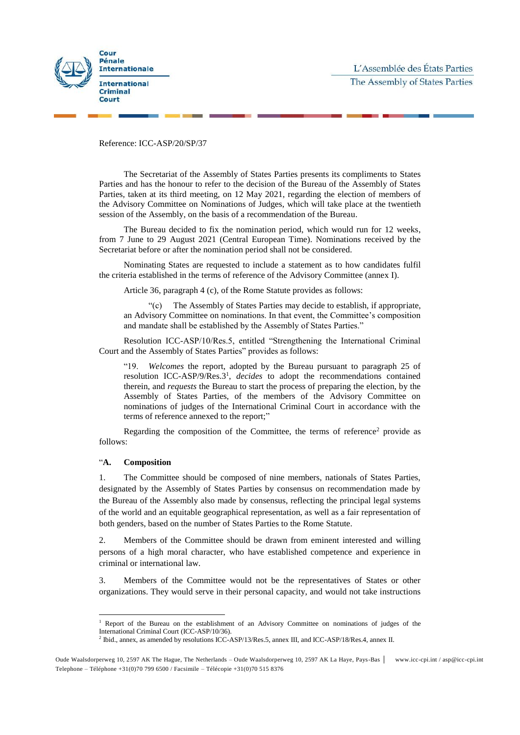Reference: ICC-ASP/20/SP/37

The Secretariat of the Assembly of States Parties presents its compliments to States Parties and has the honour to refer to the decision of the Bureau of the Assembly of States Parties, taken at its third meeting, on 12 May 2021, regarding the election of members of the Advisory Committee on Nominations of Judges, which will take place at the twentieth session of the Assembly, on the basis of a recommendation of the Bureau.

The Bureau decided to fix the nomination period, which would run for 12 weeks, from 7 June to 29 August 2021 (Central European Time). Nominations received by the Secretariat before or after the nomination period shall not be considered.

Nominating States are requested to include a statement as to how candidates fulfil the criteria established in the terms of reference of the Advisory Committee (annex I).

Article 36, paragraph 4 (c), of the Rome Statute provides as follows:

> "(c) The Assembly of States Parties may decide to establish, if appropriate, an Advisory Committee on nominations. In that event, the Committee's composition and mandate shall be established by the Assembly of States Parties."

Resolution ICC-ASP/10/Res.5, entitled "Strengthening the International Criminal Court and the Assembly of States Parties" provides as follows:

> "19. *Welcomes* the report, adopted by the Bureau pursuant to paragraph 25 of resolution ICC-ASP/9/Res.3[1], *decides* to adopt the recommendations contained therein, and *requests* the Bureau to start the process of preparing the election, by the Assembly of States Parties, of the members of the Advisory Committee on nominations of judges of the International Criminal Court in accordance with the terms of reference annexed to the report;"

Regarding the composition of the Committee, the terms of reference[2] provide as follows:

"**A. Composition**

1. The Committee should be composed of nine members, nationals of States Parties, designated by the Assembly of States Parties by consensus on recommendation made by the Bureau of the Assembly also made by consensus, reflecting the principal legal systems of the world and an equitable geographical representation, as well as a fair representation of both genders, based on the number of States Parties to the Rome Statute.

2. Members of the Committee should be drawn from eminent interested and willing persons of a high moral character, who have established competence and experience in criminal or international law.

3. Members of the Committee would not be the representatives of States or other organizations. They would serve in their personal capacity, and would not take instructions

---

[1] Report of the Bureau on the establishment of an Advisory Committee on nominations of judges of the International Criminal Court (ICC-ASP/10/36).

[2] Ibid., annex, as amended by resolutions ICC-ASP/13/Res.5, annex III, and ICC-ASP/18/Res.4, annex II.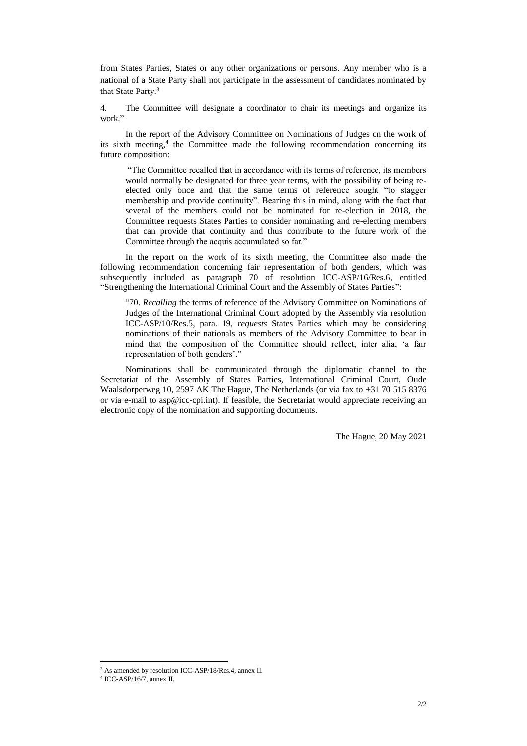from States Parties, States or any other organizations or persons. Any member who is a national of a State Party shall not participate in the assessment of candidates nominated by that State Party.[3]

4. The Committee will designate a coordinator to chair its meetings and organize its work."

In the report of the Advisory Committee on Nominations of Judges on the work of its sixth meeting,[4] the Committee made the following recommendation concerning its future composition:

> "The Committee recalled that in accordance with its terms of reference, its members would normally be designated for three year terms, with the possibility of being re-elected only once and that the same terms of reference sought "to stagger membership and provide continuity". Bearing this in mind, along with the fact that several of the members could not be nominated for re-election in 2018, the Committee requests States Parties to consider nominating and re-electing members that can provide that continuity and thus contribute to the future work of the Committee through the acquis accumulated so far."

In the report on the work of its sixth meeting, the Committee also made the following recommendation concerning fair representation of both genders, which was subsequently included as paragraph 70 of resolution ICC-ASP/16/Res.6, entitled "Strengthening the International Criminal Court and the Assembly of States Parties":

> "70. *Recalling* the terms of reference of the Advisory Committee on Nominations of Judges of the International Criminal Court adopted by the Assembly via resolution ICC-ASP/10/Res.5, para. 19, *requests* States Parties which may be considering nominations of their nationals as members of the Advisory Committee to bear in mind that the composition of the Committee should reflect, inter alia, 'a fair representation of both genders'."

Nominations shall be communicated through the diplomatic channel to the Secretariat of the Assembly of States Parties, International Criminal Court, Oude Waalsdorperweg 10, 2597 AK The Hague, The Netherlands (or via fax to +31 70 515 8376 or via e-mail to asp@icc-cpi.int). If feasible, the Secretariat would appreciate receiving an electronic copy of the nomination and supporting documents.

The Hague, 20 May 2021

---

[3] As amended by resolution ICC-ASP/18/Res.4, annex II.

[4] ICC-ASP/16/7, annex II.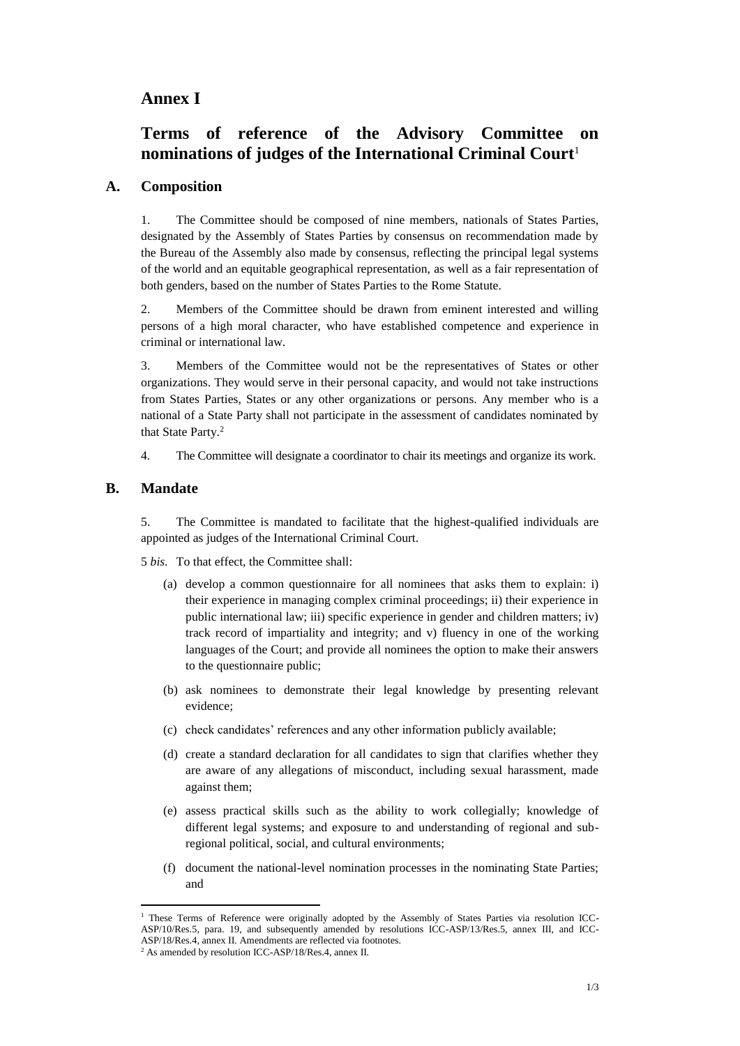# Annex I

# Terms of reference of the Advisory Committee on nominations of judges of the International Criminal Court[1]

## A. Composition

1. The Committee should be composed of nine members, nationals of States Parties, designated by the Assembly of States Parties by consensus on recommendation made by the Bureau of the Assembly also made by consensus, reflecting the principal legal systems of the world and an equitable geographical representation, as well as a fair representation of both genders, based on the number of States Parties to the Rome Statute.

2. Members of the Committee should be drawn from eminent interested and willing persons of a high moral character, who have established competence and experience in criminal or international law.

3. Members of the Committee would not be the representatives of States or other organizations. They would serve in their personal capacity, and would not take instructions from States Parties, States or any other organizations or persons. Any member who is a national of a State Party shall not participate in the assessment of candidates nominated by that State Party.[2]

4. The Committee will designate a coordinator to chair its meetings and organize its work.

## B. Mandate

5. The Committee is mandated to facilitate that the highest-qualified individuals are appointed as judges of the International Criminal Court.

5 *bis.* To that effect, the Committee shall:

(a) develop a common questionnaire for all nominees that asks them to explain: i) their experience in managing complex criminal proceedings; ii) their experience in public international law; iii) specific experience in gender and children matters; iv) track record of impartiality and integrity; and v) fluency in one of the working languages of the Court; and provide all nominees the option to make their answers to the questionnaire public;

(b) ask nominees to demonstrate their legal knowledge by presenting relevant evidence;

(c) check candidates' references and any other information publicly available;

(d) create a standard declaration for all candidates to sign that clarifies whether they are aware of any allegations of misconduct, including sexual harassment, made against them;

(e) assess practical skills such as the ability to work collegially; knowledge of different legal systems; and exposure to and understanding of regional and sub-regional political, social, and cultural environments;

(f) document the national-level nomination processes in the nominating State Parties; and

---

[1] These Terms of Reference were originally adopted by the Assembly of States Parties via resolution ICC-ASP/10/Res.5, para. 19, and subsequently amended by resolutions ICC-ASP/13/Res.5, annex III, and ICC-ASP/18/Res.4, annex II. Amendments are reflected via footnotes.

[2] As amended by resolution ICC-ASP/18/Res.4, annex II.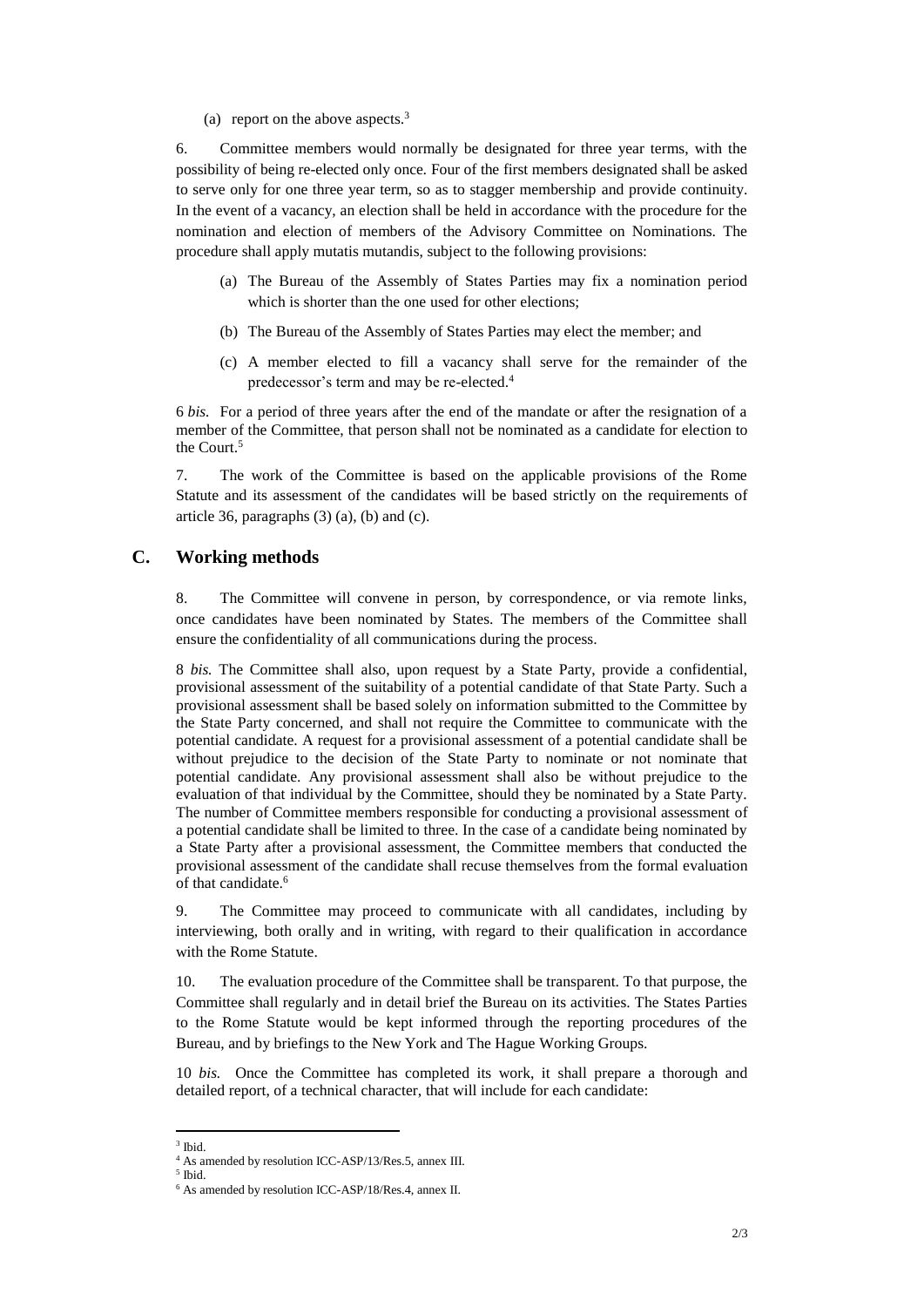(a) report on the above aspects.[3]

6. Committee members would normally be designated for three year terms, with the possibility of being re-elected only once. Four of the first members designated shall be asked to serve only for one three year term, so as to stagger membership and provide continuity. In the event of a vacancy, an election shall be held in accordance with the procedure for the nomination and election of members of the Advisory Committee on Nominations. The procedure shall apply mutatis mutandis, subject to the following provisions:

- (a) The Bureau of the Assembly of States Parties may fix a nomination period which is shorter than the one used for other elections;
- (b) The Bureau of the Assembly of States Parties may elect the member; and
- (c) A member elected to fill a vacancy shall serve for the remainder of the predecessor's term and may be re-elected.[4]

6 *bis.* For a period of three years after the end of the mandate or after the resignation of a member of the Committee, that person shall not be nominated as a candidate for election to the Court.[5]

7. The work of the Committee is based on the applicable provisions of the Rome Statute and its assessment of the candidates will be based strictly on the requirements of article 36, paragraphs (3) (a), (b) and (c).

## C. Working methods

8. The Committee will convene in person, by correspondence, or via remote links, once candidates have been nominated by States. The members of the Committee shall ensure the confidentiality of all communications during the process.

8 *bis.* The Committee shall also, upon request by a State Party, provide a confidential, provisional assessment of the suitability of a potential candidate of that State Party. Such a provisional assessment shall be based solely on information submitted to the Committee by the State Party concerned, and shall not require the Committee to communicate with the potential candidate. A request for a provisional assessment of a potential candidate shall be without prejudice to the decision of the State Party to nominate or not nominate that potential candidate. Any provisional assessment shall also be without prejudice to the evaluation of that individual by the Committee, should they be nominated by a State Party. The number of Committee members responsible for conducting a provisional assessment of a potential candidate shall be limited to three. In the case of a candidate being nominated by a State Party after a provisional assessment, the Committee members that conducted the provisional assessment of the candidate shall recuse themselves from the formal evaluation of that candidate.[6]

9. The Committee may proceed to communicate with all candidates, including by interviewing, both orally and in writing, with regard to their qualification in accordance with the Rome Statute.

10. The evaluation procedure of the Committee shall be transparent. To that purpose, the Committee shall regularly and in detail brief the Bureau on its activities. The States Parties to the Rome Statute would be kept informed through the reporting procedures of the Bureau, and by briefings to the New York and The Hague Working Groups.

10 *bis.* Once the Committee has completed its work, it shall prepare a thorough and detailed report, of a technical character, that will include for each candidate:

---

[3] Ibid.

[4] As amended by resolution ICC-ASP/13/Res.5, annex III.

[5] Ibid.

[6] As amended by resolution ICC-ASP/18/Res.4, annex II.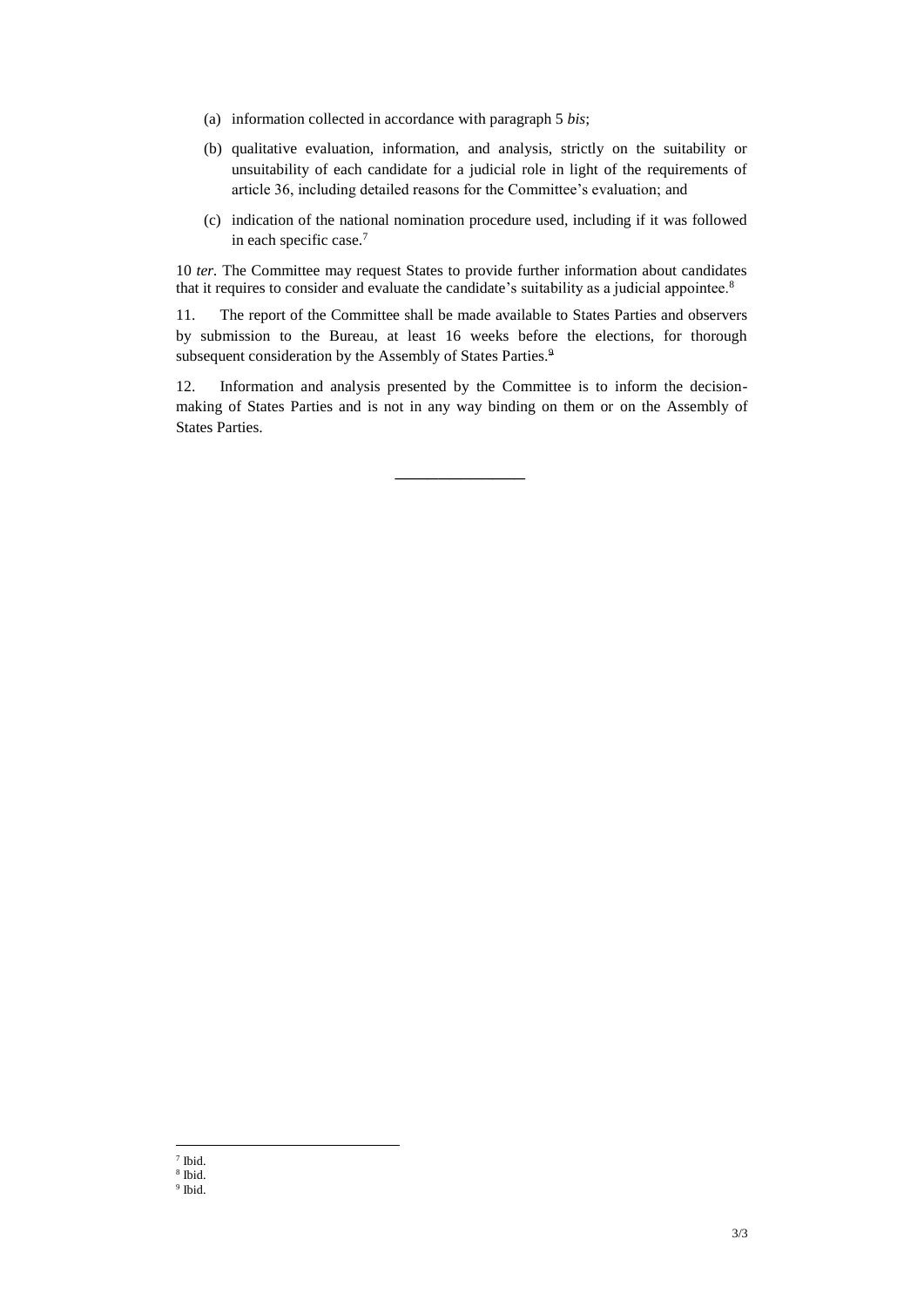(a) information collected in accordance with paragraph 5 *bis*;

(b) qualitative evaluation, information, and analysis, strictly on the suitability or unsuitability of each candidate for a judicial role in light of the requirements of article 36, including detailed reasons for the Committee's evaluation; and

(c) indication of the national nomination procedure used, including if it was followed in each specific case.[7]

10 *ter*. The Committee may request States to provide further information about candidates that it requires to consider and evaluate the candidate's suitability as a judicial appointee.[8]

11. The report of the Committee shall be made available to States Parties and observers by submission to the Bureau, at least 16 weeks before the elections, for thorough subsequent consideration by the Assembly of States Parties.[9]

12. Information and analysis presented by the Committee is to inform the decision-making of States Parties and is not in any way binding on them or on the Assembly of States Parties.

---

[7] Ibid.

[8] Ibid.

[9] Ibid.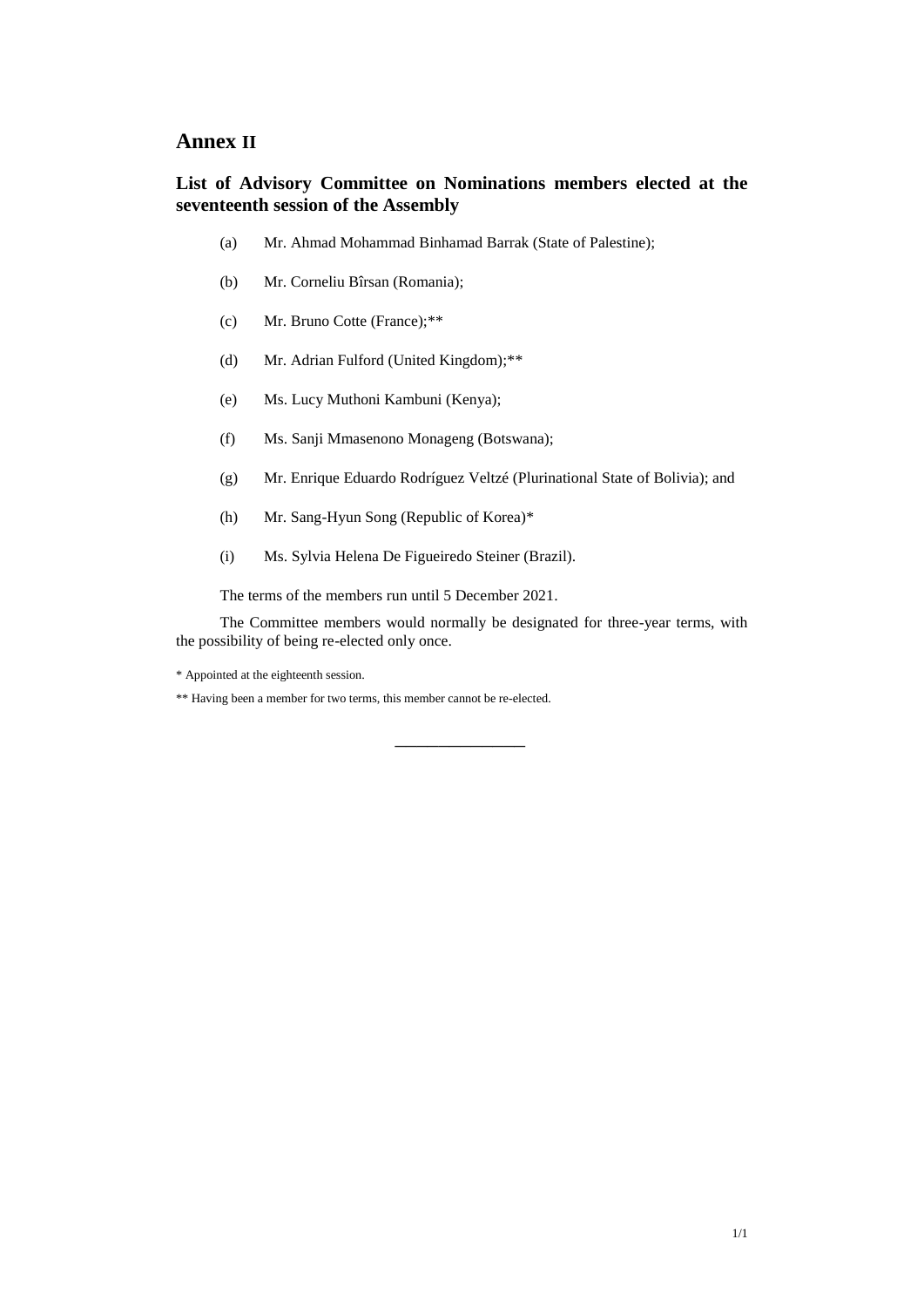# Annex II

## List of Advisory Committee on Nominations members elected at the seventeenth session of the Assembly

(a) Mr. Ahmad Mohammad Binhamad Barrak (State of Palestine);

(b) Mr. Corneliu Bîrsan (Romania);

(c) Mr. Bruno Cotte (France);**

(d) Mr. Adrian Fulford (United Kingdom);**

(e) Ms. Lucy Muthoni Kambuni (Kenya);

(f) Ms. Sanji Mmasenono Monageng (Botswana);

(g) Mr. Enrique Eduardo Rodríguez Veltzé (Plurinational State of Bolivia); and

(h) Mr. Sang-Hyun Song (Republic of Korea)*

(i) Ms. Sylvia Helena De Figueiredo Steiner (Brazil).

The terms of the members run until 5 December 2021.

The Committee members would normally be designated for three-year terms, with the possibility of being re-elected only once.

* Appointed at the eighteenth session.

** Having been a member for two terms, this member cannot be re-elected.

---